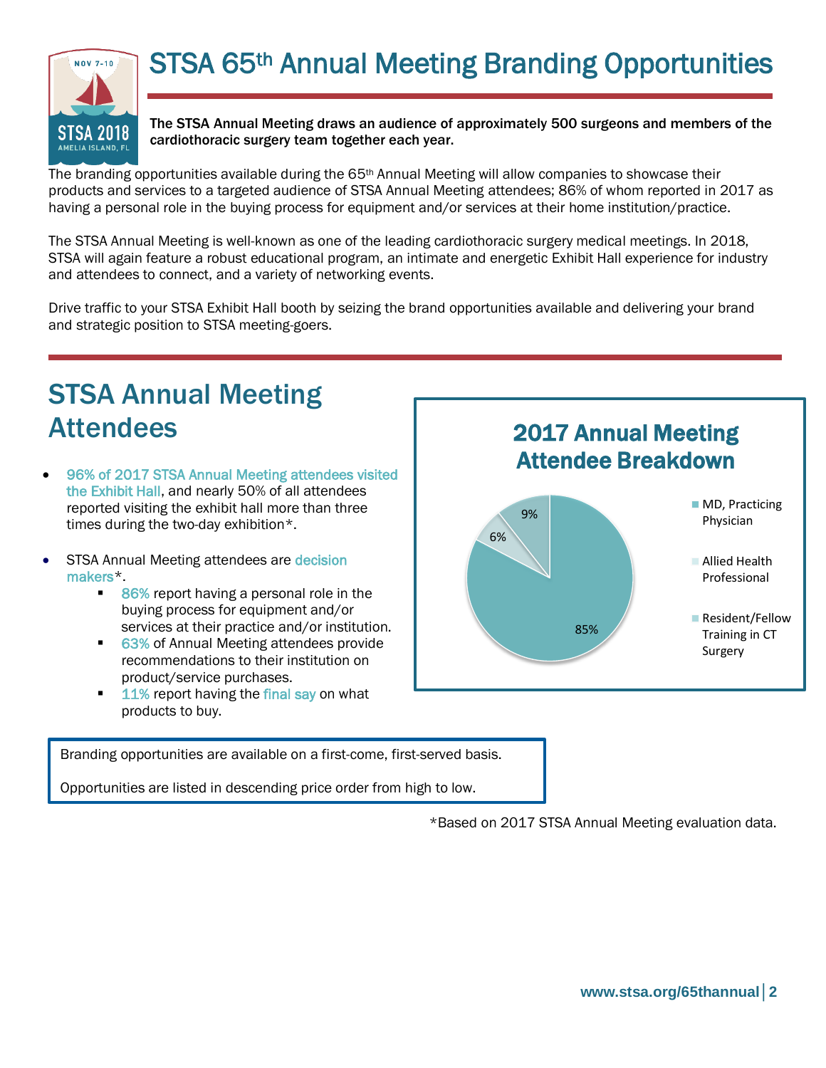# STSA 65th Annual Meeting Branding Opportunities

**The STSA Annual Meeting draws an audience of approximately 500 surgeons and members of the cardiothoracic surgery team together each year.**

The branding opportunities available during the 65th Annual Meeting will allow companies to showcase their products and services to a targeted audience of STSA Annual Meeting attendees; 86% of whom reported in 2017 as having a personal role in the buying process for equipment and/or services at their home institution/practice.

The STSA Annual Meeting is well-known as one of the leading cardiothoracic surgery medical meetings. In 2018, STSA will again feature a robust educational program, an intimate and energetic Exhibit Hall experience for industry and attendees to connect, and a variety of networking events.

Drive traffic to your STSA Exhibit Hall booth by seizing the brand opportunities available and delivering your brand and strategic position to STSA meeting-goers.

## STSA Annual Meeting Attendees

- 96% of 2017 STSA Annual Meeting attendees visited the Exhibit Hall, and nearly 50% of all attendees reported visiting the exhibit hall more than three times during the two-day exhibition*.
- STSA Annual Meeting attendees are decision makers*.
  - 86% report having a personal role in the buying process for equipment and/or services at their practice and/or institution.
  - 63% of Annual Meeting attendees provide recommendations to their institution on product/service purchases.
  - 11% report having the final say on what products to buy.

### 2017 Annual Meeting Attendee Breakdown

| Category | Percentage |
|---|---|
| MD, Practicing Physician | 85% |
| Allied Health Professional | 6% |
| Resident/Fellow Training in CT Surgery | 9% |

Branding opportunities are available on a first-come, first-served basis.

Opportunities are listed in descending price order from high to low.

*Based on 2017 STSA Annual Meeting evaluation data.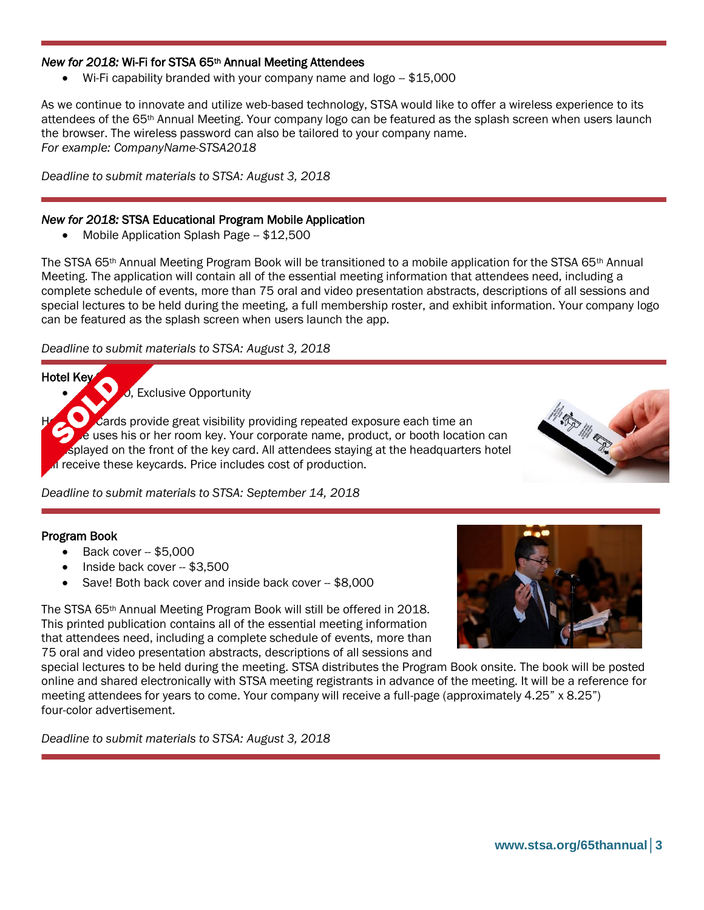### *New for 2018:* Wi-Fi for STSA 65th Annual Meeting Attendees

- Wi-Fi capability branded with your company name and logo -- $15,000

As we continue to innovate and utilize web-based technology, STSA would like to offer a wireless experience to its attendees of the 65th Annual Meeting. Your company logo can be featured as the splash screen when users launch the browser. The wireless password can also be tailored to your company name.
*For example: CompanyName-STSA2018*

*Deadline to submit materials to STSA: August 3, 2018*

### *New for 2018:* STSA Educational Program Mobile Application

- Mobile Application Splash Page -- $12,500

The STSA 65th Annual Meeting Program Book will be transitioned to a mobile application for the STSA 65th Annual Meeting. The application will contain all of the essential meeting information that attendees need, including a complete schedule of events, more than 75 oral and video presentation abstracts, descriptions of all sessions and special lectures to be held during the meeting, a full membership roster, and exhibit information. Your company logo can be featured as the splash screen when users launch the app.

*Deadline to submit materials to STSA: August 3, 2018*

### Hotel Key

SOLD

- o, Exclusive Opportunity

H cards provide great visibility providing repeated exposure each time an e uses his or her room key. Your corporate name, product, or booth location can splayed on the front of the key card. All attendees staying at the headquarters hotel l receive these keycards. Price includes cost of production.

*Deadline to submit materials to STSA: September 14, 2018*

### Program Book

- Back cover -- $5,000
- Inside back cover -- $3,500
- Save! Both back cover and inside back cover -- $8,000

The STSA 65th Annual Meeting Program Book will still be offered in 2018. This printed publication contains all of the essential meeting information that attendees need, including a complete schedule of events, more than 75 oral and video presentation abstracts, descriptions of all sessions and special lectures to be held during the meeting. STSA distributes the Program Book onsite. The book will be posted online and shared electronically with STSA meeting registrants in advance of the meeting. It will be a reference for meeting attendees for years to come. Your company will receive a full-page (approximately 4.25" x 8.25") four-color advertisement.

*Deadline to submit materials to STSA: August 3, 2018*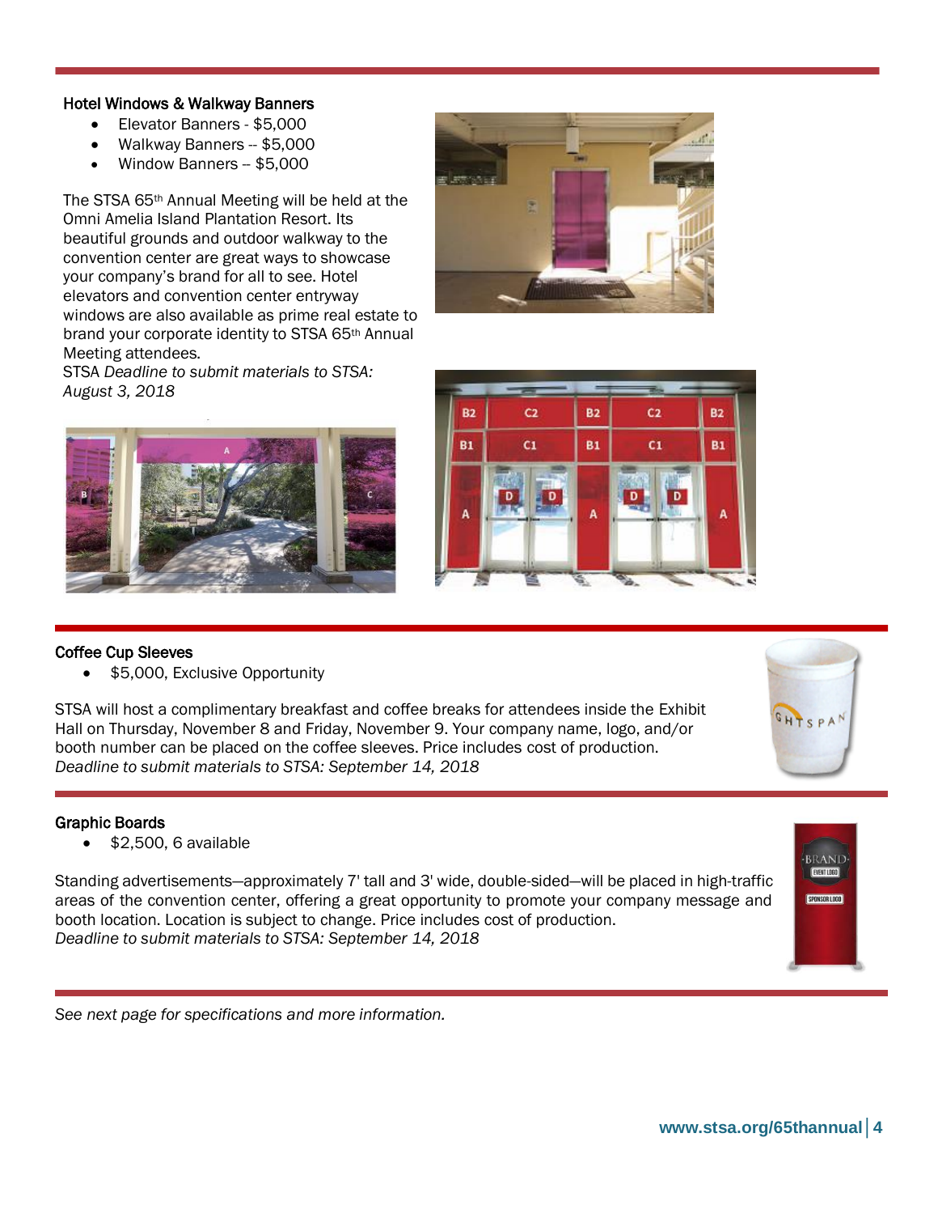### Hotel Windows & Walkway Banners

- Elevator Banners - $5,000
- Walkway Banners -- $5,000
- Window Banners -- $5,000

The STSA 65th Annual Meeting will be held at the Omni Amelia Island Plantation Resort. Its beautiful grounds and outdoor walkway to the convention center are great ways to showcase your company's brand for all to see. Hotel elevators and convention center entryway windows are also available as prime real estate to brand your corporate identity to STSA 65th Annual Meeting attendees.

STSA *Deadline to submit materials to STSA: August 3, 2018*

### Coffee Cup Sleeves

- $5,000, Exclusive Opportunity

STSA will host a complimentary breakfast and coffee breaks for attendees inside the Exhibit Hall on Thursday, November 8 and Friday, November 9. Your company name, logo, and/or booth number can be placed on the coffee sleeves. Price includes cost of production.
*Deadline to submit materials to STSA: September 14, 2018*

### Graphic Boards

- $2,500, 6 available

Standing advertisements—approximately 7' tall and 3' wide, double-sided—will be placed in high-traffic areas of the convention center, offering a great opportunity to promote your company message and booth location. Location is subject to change. Price includes cost of production.
*Deadline to submit materials to STSA: September 14, 2018*

*See next page for specifications and more information.*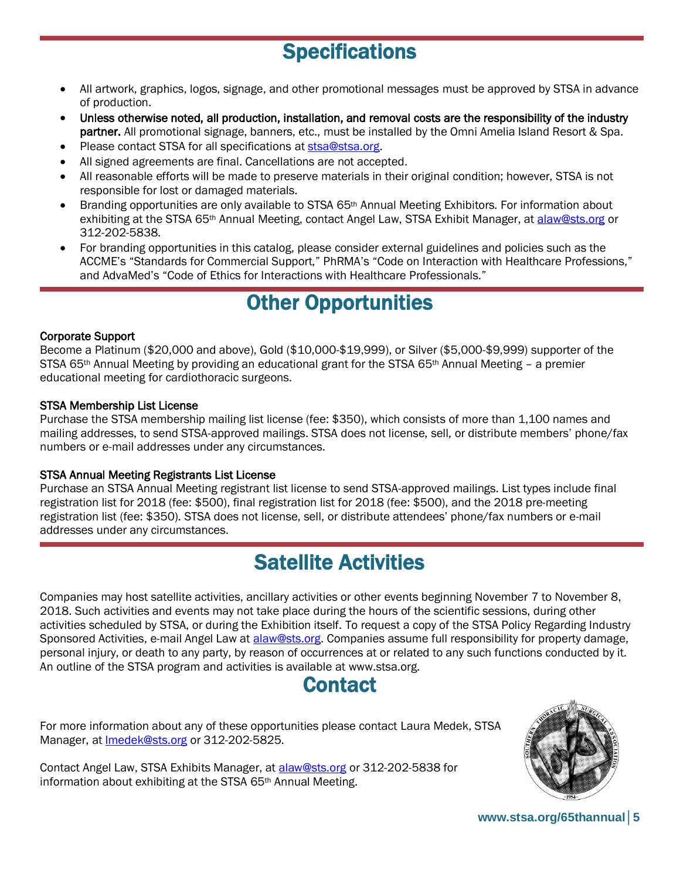# Specifications

- All artwork, graphics, logos, signage, and other promotional messages must be approved by STSA in advance of production.
- **Unless otherwise noted, all production, installation, and removal costs are the responsibility of the industry partner.** All promotional signage, banners, etc., must be installed by the Omni Amelia Island Resort & Spa.
- Please contact STSA for all specifications at stsa@stsa.org.
- All signed agreements are final. Cancellations are not accepted.
- All reasonable efforts will be made to preserve materials in their original condition; however, STSA is not responsible for lost or damaged materials.
- Branding opportunities are only available to STSA 65th Annual Meeting Exhibitors. For information about exhibiting at the STSA 65th Annual Meeting, contact Angel Law, STSA Exhibit Manager, at alaw@sts.org or 312-202-5838.
- For branding opportunities in this catalog, please consider external guidelines and policies such as the ACCME's "Standards for Commercial Support," PhRMA's "Code on Interaction with Healthcare Professions," and AdvaMed's "Code of Ethics for Interactions with Healthcare Professionals."

# Other Opportunities

**Corporate Support**
Become a Platinum ($20,000 and above), Gold ($10,000-$19,999), or Silver ($5,000-$9,999) supporter of the STSA 65th Annual Meeting by providing an educational grant for the STSA 65th Annual Meeting – a premier educational meeting for cardiothoracic surgeons.

**STSA Membership List License**
Purchase the STSA membership mailing list license (fee: $350), which consists of more than 1,100 names and mailing addresses, to send STSA-approved mailings. STSA does not license, sell, or distribute members' phone/fax numbers or e-mail addresses under any circumstances.

**STSA Annual Meeting Registrants List License**
Purchase an STSA Annual Meeting registrant list license to send STSA-approved mailings. List types include final registration list for 2018 (fee: $500), final registration list for 2018 (fee: $500), and the 2018 pre-meeting registration list (fee: $350). STSA does not license, sell, or distribute attendees' phone/fax numbers or e-mail addresses under any circumstances.

# Satellite Activities

Companies may host satellite activities, ancillary activities or other events beginning November 7 to November 8, 2018. Such activities and events may not take place during the hours of the scientific sessions, during other activities scheduled by STSA, or during the Exhibition itself. To request a copy of the STSA Policy Regarding Industry Sponsored Activities, e-mail Angel Law at alaw@sts.org. Companies assume full responsibility for property damage, personal injury, or death to any party, by reason of occurrences at or related to any such functions conducted by it. An outline of the STSA program and activities is available at www.stsa.org.

# Contact

For more information about any of these opportunities please contact Laura Medek, STSA Manager, at lmedek@sts.org or 312-202-5825.

Contact Angel Law, STSA Exhibits Manager, at alaw@sts.org or 312-202-5838 for information about exhibiting at the STSA 65th Annual Meeting.